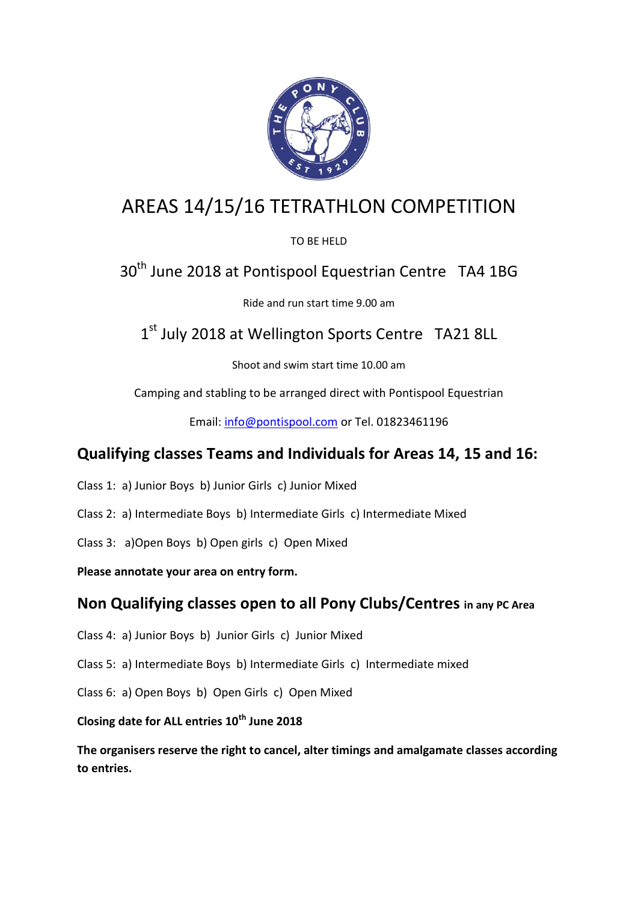# AREAS 14/15/16 TETRATHLON COMPETITION

TO BE HELD

30th June 2018 at Pontispool Equestrian Centre TA4 1BG

Ride and run start time 9.00 am

1st July 2018 at Wellington Sports Centre TA21 8LL

Shoot and swim start time 10.00 am

Camping and stabling to be arranged direct with Pontispool Equestrian

Email: info@pontispool.com or Tel. 01823461196

## Qualifying classes Teams and Individuals for Areas 14, 15 and 16:

Class 1: a) Junior Boys b) Junior Girls c) Junior Mixed

Class 2: a) Intermediate Boys b) Intermediate Girls c) Intermediate Mixed

Class 3: a)Open Boys b) Open girls c) Open Mixed

**Please annotate your area on entry form.**

## Non Qualifying classes open to all Pony Clubs/Centres in any PC Area

Class 4: a) Junior Boys b) Junior Girls c) Junior Mixed

Class 5: a) Intermediate Boys b) Intermediate Girls c) Intermediate mixed

Class 6: a) Open Boys b) Open Girls c) Open Mixed

**Closing date for ALL entries 10th June 2018**

**The organisers reserve the right to cancel, alter timings and amalgamate classes according to entries.**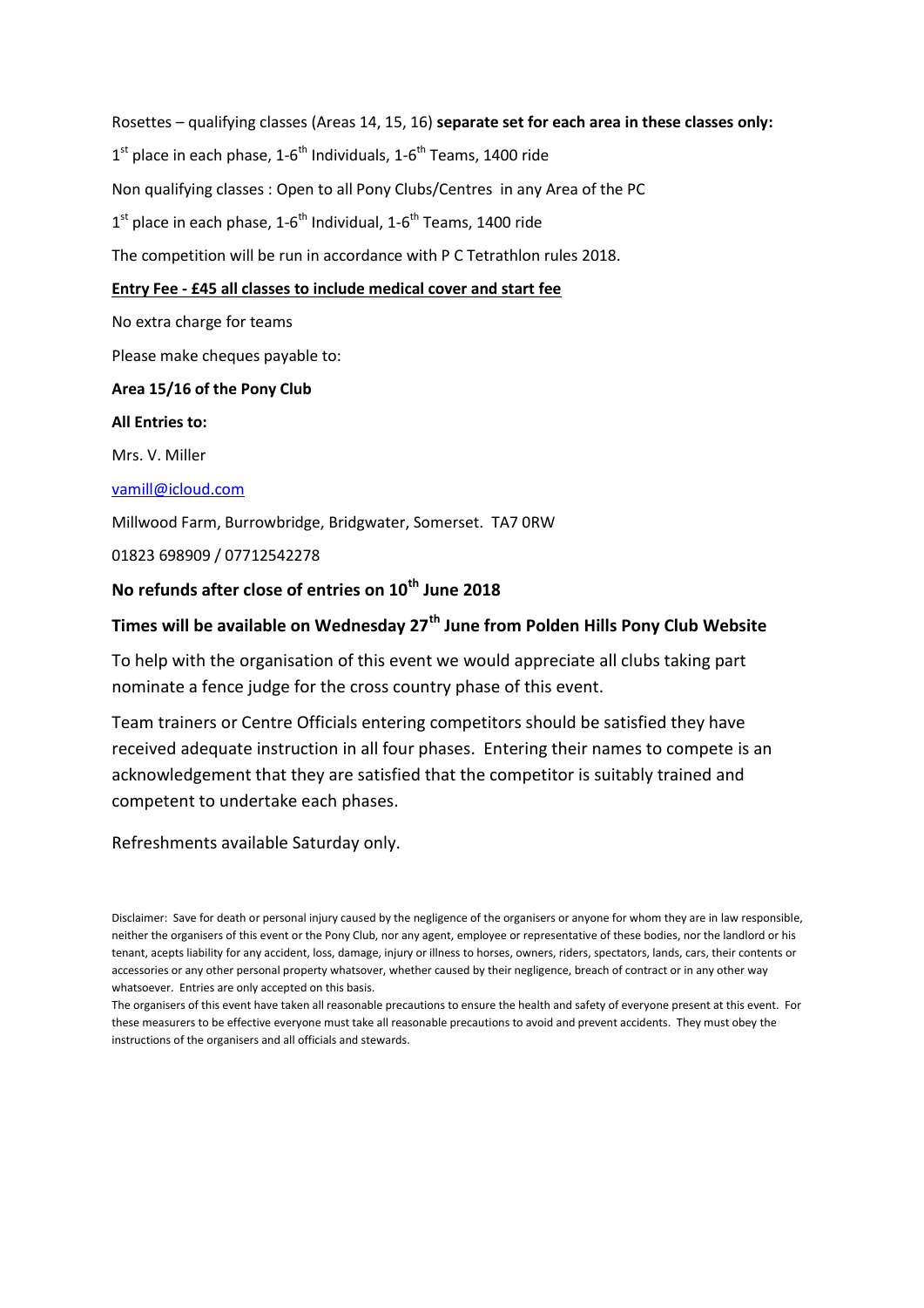Rosettes – qualifying classes (Areas 14, 15, 16) **separate set for each area in these classes only:**

1st place in each phase, 1-6th Individuals, 1-6th Teams, 1400 ride

Non qualifying classes : Open to all Pony Clubs/Centres in any Area of the PC

1st place in each phase, 1-6th Individual, 1-6th Teams, 1400 ride

The competition will be run in accordance with P C Tetrathlon rules 2018.

**Entry Fee - £45 all classes to include medical cover and start fee**

No extra charge for teams

Please make cheques payable to:

**Area 15/16 of the Pony Club**

**All Entries to:**

Mrs. V. Miller

vamill@icloud.com

Millwood Farm, Burrowbridge, Bridgwater, Somerset. TA7 0RW

01823 698909 / 07712542278

**No refunds after close of entries on 10th June 2018**

**Times will be available on Wednesday 27th June from Polden Hills Pony Club Website**

To help with the organisation of this event we would appreciate all clubs taking part nominate a fence judge for the cross country phase of this event.

Team trainers or Centre Officials entering competitors should be satisfied they have received adequate instruction in all four phases. Entering their names to compete is an acknowledgement that they are satisfied that the competitor is suitably trained and competent to undertake each phases.

Refreshments available Saturday only.

Disclaimer: Save for death or personal injury caused by the negligence of the organisers or anyone for whom they are in law responsible, neither the organisers of this event or the Pony Club, nor any agent, employee or representative of these bodies, nor the landlord or his tenant, acepts liability for any accident, loss, damage, injury or illness to horses, owners, riders, spectators, lands, cars, their contents or accessories or any other personal property whatsover, whether caused by their negligence, breach of contract or in any other way whatsoever. Entries are only accepted on this basis.

The organisers of this event have taken all reasonable precautions to ensure the health and safety of everyone present at this event. For these measurers to be effective everyone must take all reasonable precautions to avoid and prevent accidents. They must obey the instructions of the organisers and all officials and stewards.